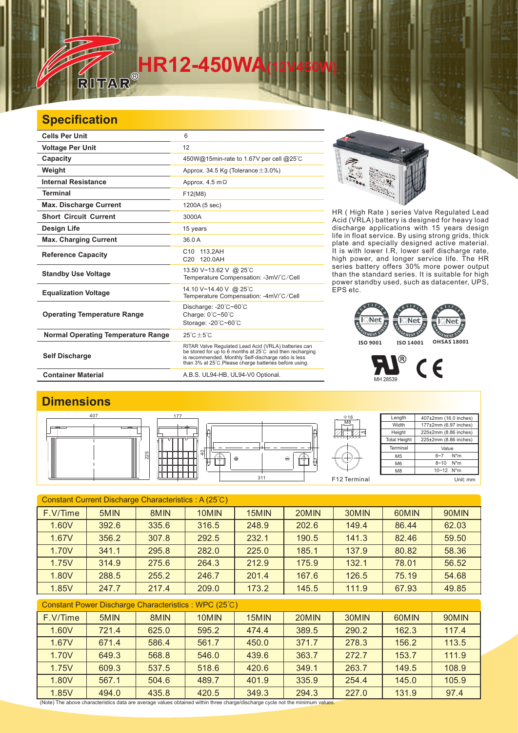# HR12-450WA(12V450W)

## Specification

| | |
|---|---|
| **Cells Per Unit** | 6 |
| **Voltage Per Unit** | 12 |
| **Capacity** | 450W@15min-rate to 1.67V per cell @25°C |
| **Weight** | Approx. 34.5 Kg (Tolerance±3.0%) |
| **Internal Resistance** | Approx. 4.5 mΩ |
| **Terminal** | F12(M8) |
| **Max. Discharge Current** | 1200A (5 sec) |
| **Short Circuit Current** | 3000A |
| **Design Life** | 15 years |
| **Max. Charging Current** | 36.0 A |
| **Reference Capacity** | C10 113.2AH<br>C20 120.0AH |
| **Standby Use Voltage** | 13.50 V~13.62 V @ 25°C<br>Temperature Compensation: -3mV/°C/Cell |
| **Equalization Voltage** | 14.10 V~14.40 V @ 25°C<br>Temperature Compensation: -4mV/°C/Cell |
| **Operating Temperature Range** | Discharge: -20°C~60°C<br>Charge: 0°C~50°C<br>Storage: -20°C~60°C |
| **Normal Operating Temperature Range** | 25°C±5°C |
| **Self Discharge** | RITAR Valve Regulated Lead Acid (VRLA) batteries can be stored for up to 6 months at 25°C and then recharging is recommended. Monthly Self-discharge ratio is less than 3% at 25°C.Please charge batteries before using. |
| **Container Material** | A.B.S. UL94-HB, UL94-V0 Optional. |

HR ( High Rate ) series Valve Regulated Lead Acid (VRLA) battery is designed for heavy load discharge applications with 15 years design life in float service. By using strong grids, thick plate and specially designed active material. It is with lower I.R, lower self discharge rate, high power, and longer service life. The HR series battery offers 30% more power output than the standard series. It is suitable for high power standby used, such as datacenter, UPS, EPS etc.

ISO 9001 ISO 14001 OHSAS 18001

MH 28539

## Dimensions

407 177 225 40 311 Φ16 M8 15

F12 Terminal

| Length | 407±2mm (16.0 inches) |
|---|---|
| Width | 177±2mm (6.97 inches) |
| Height | 225±2mm (8.86 inches) |
| Total Height | 225±2mm (8.86 inches) |
| Terminal | Value |
| M5 | 6~7 N*m |
| M6 | 8~10 N*m |
| M8 | 10~12 N*m |

Unit: mm

Constant Current Discharge Characteristics : A (25°C)

| F.V/Time | 5MIN | 8MIN | 10MIN | 15MIN | 20MIN | 30MIN | 60MIN | 90MIN |
|---|---|---|---|---|---|---|---|---|
| 1.60V | 392.6 | 335.6 | 316.5 | 248.9 | 202.6 | 149.4 | 86.44 | 62.03 |
| 1.67V | 356.2 | 307.8 | 292.5 | 232.1 | 190.5 | 141.3 | 82.46 | 59.50 |
| 1.70V | 341.1 | 295.8 | 282.0 | 225.0 | 185.1 | 137.9 | 80.82 | 58.36 |
| 1.75V | 314.9 | 275.6 | 264.3 | 212.9 | 175.9 | 132.1 | 78.01 | 56.52 |
| 1.80V | 288.5 | 255.2 | 246.7 | 201.4 | 167.6 | 126.5 | 75.19 | 54.68 |
| 1.85V | 247.7 | 217.4 | 209.0 | 173.2 | 145.5 | 111.9 | 67.93 | 49.85 |

Constant Power Discharge Characteristics : WPC (25°C)

| F.V/Time | 5MIN | 8MIN | 10MIN | 15MIN | 20MIN | 30MIN | 60MIN | 90MIN |
|---|---|---|---|---|---|---|---|---|
| 1.60V | 721.4 | 625.0 | 595.2 | 474.4 | 389.5 | 290.2 | 162.3 | 117.4 |
| 1.67V | 671.4 | 586.4 | 561.7 | 450.0 | 371.7 | 278.3 | 156.2 | 113.5 |
| 1.70V | 649.3 | 568.8 | 546.0 | 439.6 | 363.7 | 272.7 | 153.7 | 111.9 |
| 1.75V | 609.3 | 537.5 | 518.6 | 420.6 | 349.1 | 263.7 | 149.5 | 108.9 |
| 1.80V | 567.1 | 504.6 | 489.7 | 401.9 | 335.9 | 254.4 | 145.0 | 105.9 |
| 1.85V | 494.0 | 435.8 | 420.5 | 349.3 | 294.3 | 227.0 | 131.9 | 97.4 |

(Note) The above characteristics data are average values obtained within three charge/discharge cycle not the minimum values.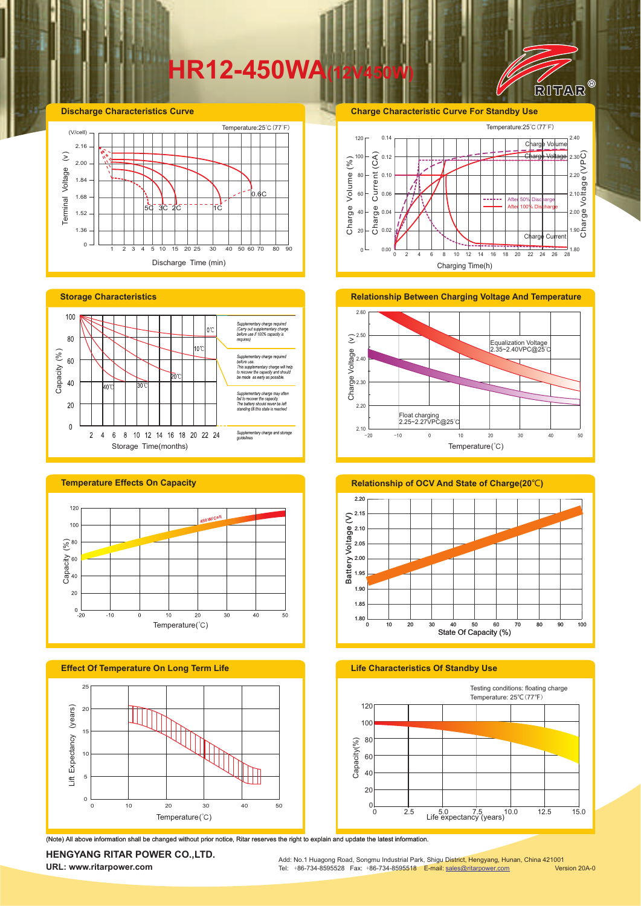# HR12-450WA(12V450W)

RITAR®

## Discharge Characteristics Curve

(V/cell)

Temperature:25°C (77°F)

Terminal Voltage (v)

2.16
2.00
1.84
1.68
1.52
1.36
0

5C 3C 2C 1C 0.6C

1 2 3 4 5 10 15 20 25 30 40 50 60 70 80 90

Discharge Time (min)

## Charge Characteristic Curve For Standby Use

Temperature:25°C (77°F)

Charge Volume (%)

Charge Current (CA)

Charge Voltage (VPC)

120 100 80 60 40 20 0

0.14 0.12 0.10 0.06 0.04 0.02 0.00

2.40 2.30 2.20 2.10 2.00 1.90 1.80

Charge Volume

Charge Voltage

After 50% Discharge

After 100% Discharge

Charge Current

0 2 4 6 8 10 12 14 16 18 20 22 24 26 28

Charging Time(h)

## Storage Characteristics

Capacity (%)

100 80 60 40 20 0

0°C 10°C 20°C 30°C 40°C

2 4 6 8 10 12 14 16 18 20 22 24

Storage Time(months)

Supplementary charge required (Carry out supplementary charge before use if 100% capacity is required)

Supplementary charge required before use. This supplementary charge will help to recover the capacity and should be made as early as possible.

Supplementary charge may often fail to recover the capacity. The battery should never be left standing till this state is reached

Supplementary charge and storage guidelines

## Relationship Between Charging Voltage And Temperature

Charge Voltage (v)

2.60 2.50 2.40 2.30 2.20 2.10

Equalization Voltage 2.35~2.40VPC@25°C

Float charging 2.25~2.27VPC@25°C

−20 −10 0 10 20 30 40 50

Temperature(°C)

## Temperature Effects On Capacity

Capacity (%)

120 100 80 60 40 20 0

450 W/Cell

-20 -10 0 10 20 30 40 50

Temperature(°C)

## Relationship of OCV And State of Charge(20℃)

Battery Voltage (V)

2.20 2.15 2.10 2.05 2.00 1.95 1.90 1.85 1.80

0 10 20 30 40 50 60 70 80 90 100

State Of Capacity (%)

## Effect Of Temperature On Long Term Life

Lift Expectancy (years)

25 20 15 10 5 0

0 10 20 30 40 50

Temperature(°C)

## Life Characteristics Of Standby Use

Testing conditions: floating charge
Temperature: 25℃(77℉)

Capacity(%)

120 100 80 60 40 20 0

0 2.5 5.0 7.5 10.0 12.5 15.0

Life expectancy (years)

(Note) All above information shall be changed without prior notice, Ritar reserves the right to explain and update the latest information.

**HENGYANG RITAR POWER CO.,LTD.**

**URL: www.ritarpower.com**

Add: No.1 Huagong Road, Songmu Industrial Park, Shigu District, Hengyang, Hunan, China 421001
Tel: +86-734-8595528 Fax: +86-734-8595518 E-mail: sales@ritarpower.com

Version 20A-0